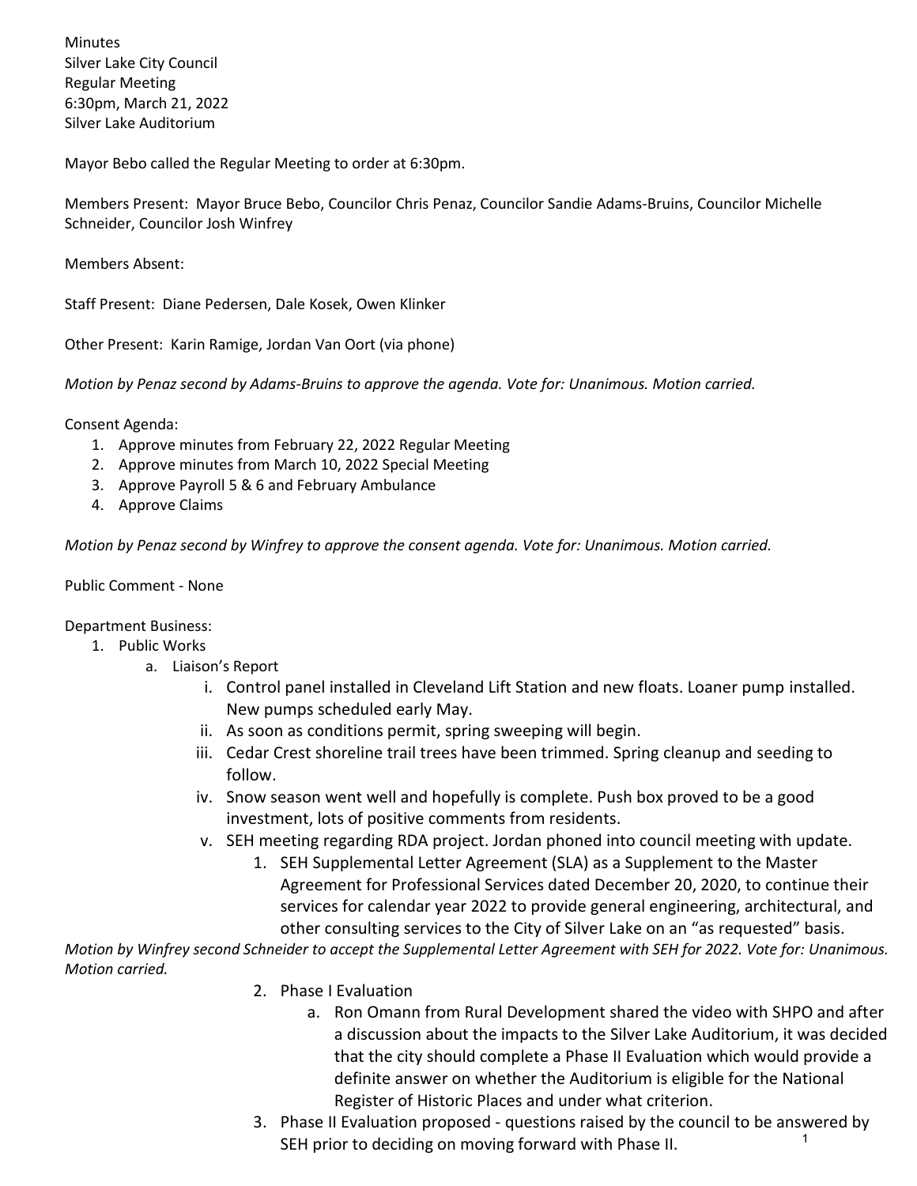Minutes
Silver Lake City Council
Regular Meeting
6:30pm, March 21, 2022
Silver Lake Auditorium

Mayor Bebo called the Regular Meeting to order at 6:30pm.

Members Present: Mayor Bruce Bebo, Councilor Chris Penaz, Councilor Sandie Adams-Bruins, Councilor Michelle Schneider, Councilor Josh Winfrey

Members Absent:

Staff Present: Diane Pedersen, Dale Kosek, Owen Klinker

Other Present: Karin Ramige, Jordan Van Oort (via phone)

*Motion by Penaz second by Adams-Bruins to approve the agenda. Vote for: Unanimous. Motion carried.*

Consent Agenda:

1. Approve minutes from February 22, 2022 Regular Meeting
2. Approve minutes from March 10, 2022 Special Meeting
3. Approve Payroll 5 & 6 and February Ambulance
4. Approve Claims

*Motion by Penaz second by Winfrey to approve the consent agenda. Vote for: Unanimous. Motion carried.*

Public Comment - None

Department Business:

1. Public Works
    a. Liaison's Report
        i. Control panel installed in Cleveland Lift Station and new floats. Loaner pump installed. New pumps scheduled early May.
        ii. As soon as conditions permit, spring sweeping will begin.
        iii. Cedar Crest shoreline trail trees have been trimmed. Spring cleanup and seeding to follow.
        iv. Snow season went well and hopefully is complete. Push box proved to be a good investment, lots of positive comments from residents.
        v. SEH meeting regarding RDA project. Jordan phoned into council meeting with update.
            1. SEH Supplemental Letter Agreement (SLA) as a Supplement to the Master Agreement for Professional Services dated December 20, 2020, to continue their services for calendar year 2022 to provide general engineering, architectural, and other consulting services to the City of Silver Lake on an "as requested" basis.

*Motion by Winfrey second Schneider to accept the Supplemental Letter Agreement with SEH for 2022. Vote for: Unanimous. Motion carried.*

2. Phase I Evaluation
    a. Ron Omann from Rural Development shared the video with SHPO and after a discussion about the impacts to the Silver Lake Auditorium, it was decided that the city should complete a Phase II Evaluation which would provide a definite answer on whether the Auditorium is eligible for the National Register of Historic Places and under what criterion.
3. Phase II Evaluation proposed - questions raised by the council to be answered by SEH prior to deciding on moving forward with Phase II.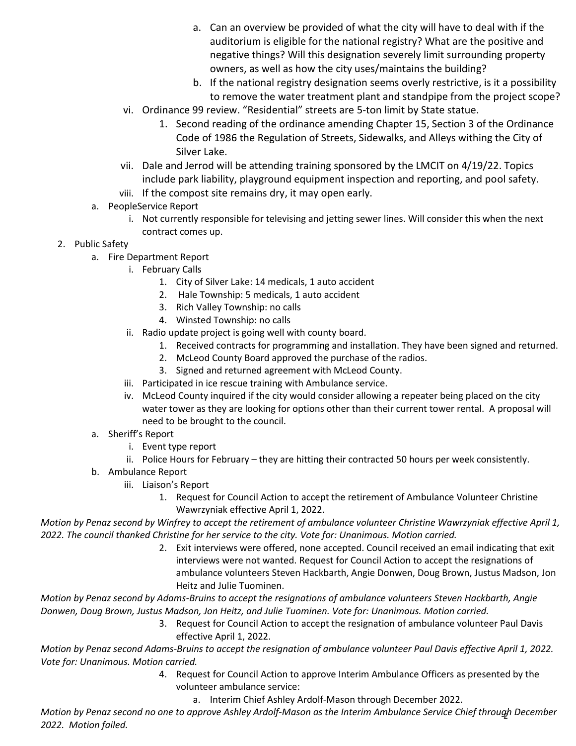a. Can an overview be provided of what the city will have to deal with if the auditorium is eligible for the national registry? What are the positive and negative things? Will this designation severely limit surrounding property owners, as well as how the city uses/maintains the building?

b. If the national registry designation seems overly restrictive, is it a possibility to remove the water treatment plant and standpipe from the project scope?

vi. Ordinance 99 review. "Residential" streets are 5-ton limit by State statue.

1. Second reading of the ordinance amending Chapter 15, Section 3 of the Ordinance Code of 1986 the Regulation of Streets, Sidewalks, and Alleys withing the City of Silver Lake.

vii. Dale and Jerrod will be attending training sponsored by the LMCIT on 4/19/22. Topics include park liability, playground equipment inspection and reporting, and pool safety.

viii. If the compost site remains dry, it may open early.

a. PeopleService Report

i. Not currently responsible for televising and jetting sewer lines. Will consider this when the next contract comes up.

2. Public Safety

a. Fire Department Report

i. February Calls

1. City of Silver Lake: 14 medicals, 1 auto accident
2. Hale Township: 5 medicals, 1 auto accident
3. Rich Valley Township: no calls
4. Winsted Township: no calls

ii. Radio update project is going well with county board.

1. Received contracts for programming and installation. They have been signed and returned.
2. McLeod County Board approved the purchase of the radios.
3. Signed and returned agreement with McLeod County.

iii. Participated in ice rescue training with Ambulance service.

iv. McLeod County inquired if the city would consider allowing a repeater being placed on the city water tower as they are looking for options other than their current tower rental. A proposal will need to be brought to the council.

a. Sheriff's Report

i. Event type report

ii. Police Hours for February – they are hitting their contracted 50 hours per week consistently.

b. Ambulance Report

iii. Liaison's Report

1. Request for Council Action to accept the retirement of Ambulance Volunteer Christine Wawrzyniak effective April 1, 2022.

*Motion by Penaz second by Winfrey to accept the retirement of ambulance volunteer Christine Wawrzyniak effective April 1, 2022. The council thanked Christine for her service to the city. Vote for: Unanimous. Motion carried.*

2. Exit interviews were offered, none accepted. Council received an email indicating that exit interviews were not wanted. Request for Council Action to accept the resignations of ambulance volunteers Steven Hackbarth, Angie Donwen, Doug Brown, Justus Madson, Jon Heitz and Julie Tuominen.

*Motion by Penaz second by Adams-Bruins to accept the resignations of ambulance volunteers Steven Hackbarth, Angie Donwen, Doug Brown, Justus Madson, Jon Heitz, and Julie Tuominen. Vote for: Unanimous. Motion carried.*

3. Request for Council Action to accept the resignation of ambulance volunteer Paul Davis effective April 1, 2022.

*Motion by Penaz second Adams-Bruins to accept the resignation of ambulance volunteer Paul Davis effective April 1, 2022. Vote for: Unanimous. Motion carried.*

4. Request for Council Action to approve Interim Ambulance Officers as presented by the volunteer ambulance service:

a. Interim Chief Ashley Ardolf-Mason through December 2022.

*Motion by Penaz second no one to approve Ashley Ardolf-Mason as the Interim Ambulance Service Chief through December 2022. Motion failed.*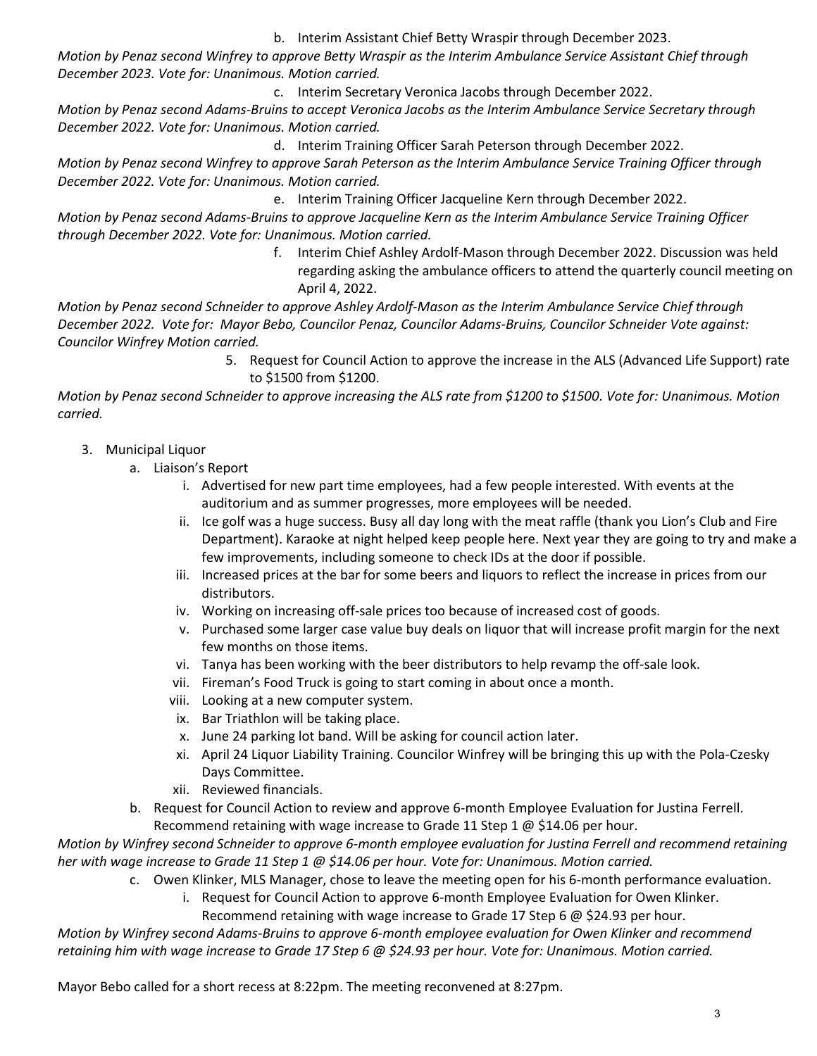b. Interim Assistant Chief Betty Wraspir through December 2023.

*Motion by Penaz second Winfrey to approve Betty Wraspir as the Interim Ambulance Service Assistant Chief through December 2023. Vote for: Unanimous. Motion carried.*

c. Interim Secretary Veronica Jacobs through December 2022.

*Motion by Penaz second Adams-Bruins to accept Veronica Jacobs as the Interim Ambulance Service Secretary through December 2022. Vote for: Unanimous. Motion carried.*

d. Interim Training Officer Sarah Peterson through December 2022.

*Motion by Penaz second Winfrey to approve Sarah Peterson as the Interim Ambulance Service Training Officer through December 2022. Vote for: Unanimous. Motion carried.*

e. Interim Training Officer Jacqueline Kern through December 2022.

*Motion by Penaz second Adams-Bruins to approve Jacqueline Kern as the Interim Ambulance Service Training Officer through December 2022. Vote for: Unanimous. Motion carried.*

f. Interim Chief Ashley Ardolf-Mason through December 2022. Discussion was held regarding asking the ambulance officers to attend the quarterly council meeting on April 4, 2022.

*Motion by Penaz second Schneider to approve Ashley Ardolf-Mason as the Interim Ambulance Service Chief through December 2022. Vote for: Mayor Bebo, Councilor Penaz, Councilor Adams-Bruins, Councilor Schneider Vote against: Councilor Winfrey Motion carried.*

5. Request for Council Action to approve the increase in the ALS (Advanced Life Support) rate to $1500 from $1200.

*Motion by Penaz second Schneider to approve increasing the ALS rate from $1200 to $1500. Vote for: Unanimous. Motion carried.*

3. Municipal Liquor
   a. Liaison's Report
      i. Advertised for new part time employees, had a few people interested. With events at the auditorium and as summer progresses, more employees will be needed.
      ii. Ice golf was a huge success. Busy all day long with the meat raffle (thank you Lion's Club and Fire Department). Karaoke at night helped keep people here. Next year they are going to try and make a few improvements, including someone to check IDs at the door if possible.
      iii. Increased prices at the bar for some beers and liquors to reflect the increase in prices from our distributors.
      iv. Working on increasing off-sale prices too because of increased cost of goods.
      v. Purchased some larger case value buy deals on liquor that will increase profit margin for the next few months on those items.
      vi. Tanya has been working with the beer distributors to help revamp the off-sale look.
      vii. Fireman's Food Truck is going to start coming in about once a month.
      viii. Looking at a new computer system.
      ix. Bar Triathlon will be taking place.
      x. June 24 parking lot band. Will be asking for council action later.
      xi. April 24 Liquor Liability Training. Councilor Winfrey will be bringing this up with the Pola-Czesky Days Committee.
      xii. Reviewed financials.
   b. Request for Council Action to review and approve 6-month Employee Evaluation for Justina Ferrell. Recommend retaining with wage increase to Grade 11 Step 1 @ $14.06 per hour.

*Motion by Winfrey second Schneider to approve 6-month employee evaluation for Justina Ferrell and recommend retaining her with wage increase to Grade 11 Step 1 @ $14.06 per hour. Vote for: Unanimous. Motion carried.*

   c. Owen Klinker, MLS Manager, chose to leave the meeting open for his 6-month performance evaluation.
      i. Request for Council Action to approve 6-month Employee Evaluation for Owen Klinker. Recommend retaining with wage increase to Grade 17 Step 6 @ $24.93 per hour.

*Motion by Winfrey second Adams-Bruins to approve 6-month employee evaluation for Owen Klinker and recommend retaining him with wage increase to Grade 17 Step 6 @ $24.93 per hour. Vote for: Unanimous. Motion carried.*

Mayor Bebo called for a short recess at 8:22pm. The meeting reconvened at 8:27pm.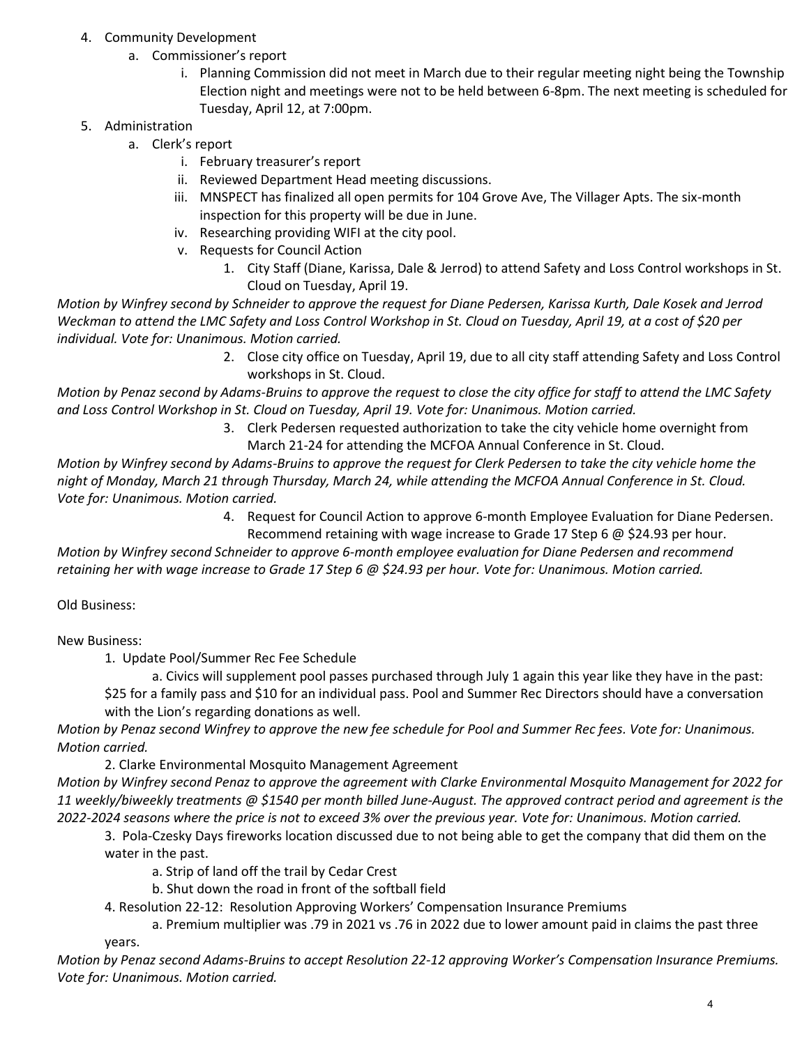4. Community Development
    a. Commissioner's report
        i. Planning Commission did not meet in March due to their regular meeting night being the Township Election night and meetings were not to be held between 6-8pm. The next meeting is scheduled for Tuesday, April 12, at 7:00pm.
5. Administration
    a. Clerk's report
        i. February treasurer's report
        ii. Reviewed Department Head meeting discussions.
        iii. MNSPECT has finalized all open permits for 104 Grove Ave, The Villager Apts. The six-month inspection for this property will be due in June.
        iv. Researching providing WIFI at the city pool.
        v. Requests for Council Action
            1. City Staff (Diane, Karissa, Dale & Jerrod) to attend Safety and Loss Control workshops in St. Cloud on Tuesday, April 19.

*Motion by Winfrey second by Schneider to approve the request for Diane Pedersen, Karissa Kurth, Dale Kosek and Jerrod Weckman to attend the LMC Safety and Loss Control Workshop in St. Cloud on Tuesday, April 19, at a cost of $20 per individual. Vote for: Unanimous. Motion carried.*

2. Close city office on Tuesday, April 19, due to all city staff attending Safety and Loss Control workshops in St. Cloud.

*Motion by Penaz second by Adams-Bruins to approve the request to close the city office for staff to attend the LMC Safety and Loss Control Workshop in St. Cloud on Tuesday, April 19. Vote for: Unanimous. Motion carried.*

3. Clerk Pedersen requested authorization to take the city vehicle home overnight from March 21-24 for attending the MCFOA Annual Conference in St. Cloud.

*Motion by Winfrey second by Adams-Bruins to approve the request for Clerk Pedersen to take the city vehicle home the night of Monday, March 21 through Thursday, March 24, while attending the MCFOA Annual Conference in St. Cloud. Vote for: Unanimous. Motion carried.*

4. Request for Council Action to approve 6-month Employee Evaluation for Diane Pedersen. Recommend retaining with wage increase to Grade 17 Step 6 @ $24.93 per hour.

*Motion by Winfrey second Schneider to approve 6-month employee evaluation for Diane Pedersen and recommend retaining her with wage increase to Grade 17 Step 6 @ $24.93 per hour. Vote for: Unanimous. Motion carried.*

Old Business:

New Business:

1. Update Pool/Summer Rec Fee Schedule
    a. Civics will supplement pool passes purchased through July 1 again this year like they have in the past: $25 for a family pass and $10 for an individual pass. Pool and Summer Rec Directors should have a conversation with the Lion's regarding donations as well.

*Motion by Penaz second Winfrey to approve the new fee schedule for Pool and Summer Rec fees. Vote for: Unanimous. Motion carried.*

2. Clarke Environmental Mosquito Management Agreement

*Motion by Winfrey second Penaz to approve the agreement with Clarke Environmental Mosquito Management for 2022 for 11 weekly/biweekly treatments @ $1540 per month billed June-August. The approved contract period and agreement is the 2022-2024 seasons where the price is not to exceed 3% over the previous year. Vote for: Unanimous. Motion carried.*

3. Pola-Czesky Days fireworks location discussed due to not being able to get the company that did them on the water in the past.
    a. Strip of land off the trail by Cedar Crest
    b. Shut down the road in front of the softball field
4. Resolution 22-12: Resolution Approving Workers' Compensation Insurance Premiums
    a. Premium multiplier was .79 in 2021 vs .76 in 2022 due to lower amount paid in claims the past three years.

*Motion by Penaz second Adams-Bruins to accept Resolution 22-12 approving Worker's Compensation Insurance Premiums. Vote for: Unanimous. Motion carried.*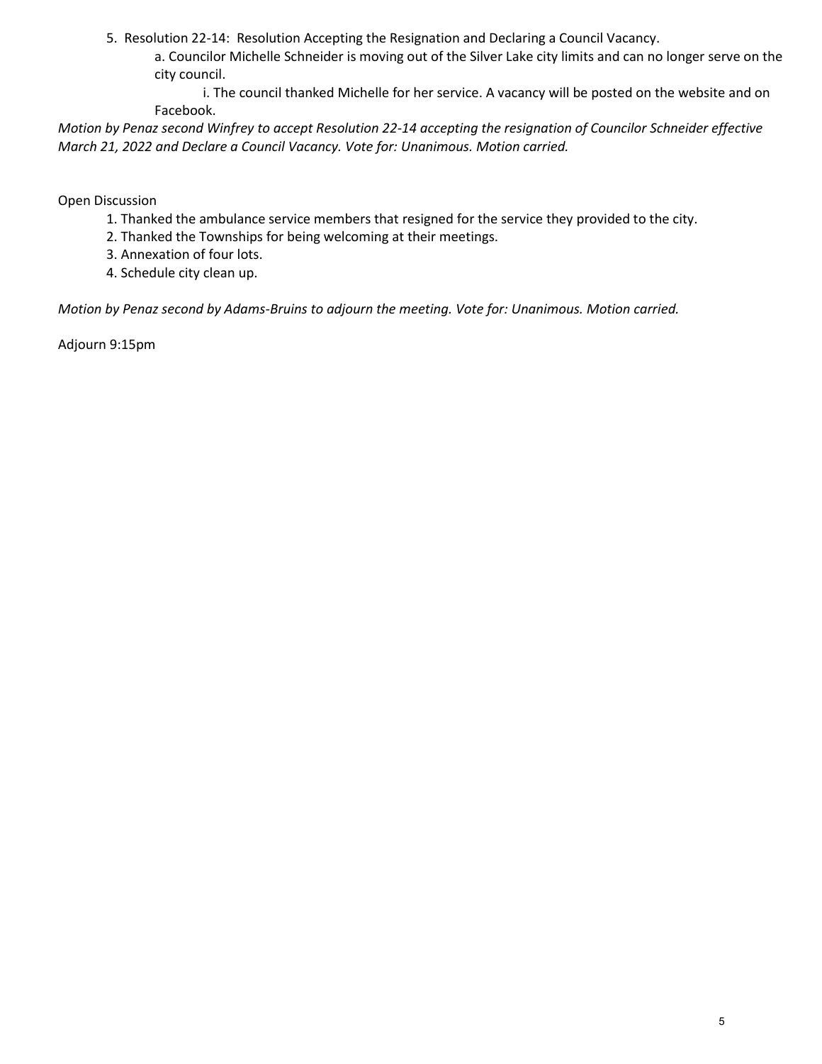5. Resolution 22-14: Resolution Accepting the Resignation and Declaring a Council Vacancy.
    - a. Councilor Michelle Schneider is moving out of the Silver Lake city limits and can no longer serve on the city council.
        - i. The council thanked Michelle for her service. A vacancy will be posted on the website and on Facebook.

*Motion by Penaz second Winfrey to accept Resolution 22-14 accepting the resignation of Councilor Schneider effective March 21, 2022 and Declare a Council Vacancy. Vote for: Unanimous. Motion carried.*

Open Discussion

1. Thanked the ambulance service members that resigned for the service they provided to the city.
2. Thanked the Townships for being welcoming at their meetings.
3. Annexation of four lots.
4. Schedule city clean up.

*Motion by Penaz second by Adams-Bruins to adjourn the meeting. Vote for: Unanimous. Motion carried.*

Adjourn 9:15pm